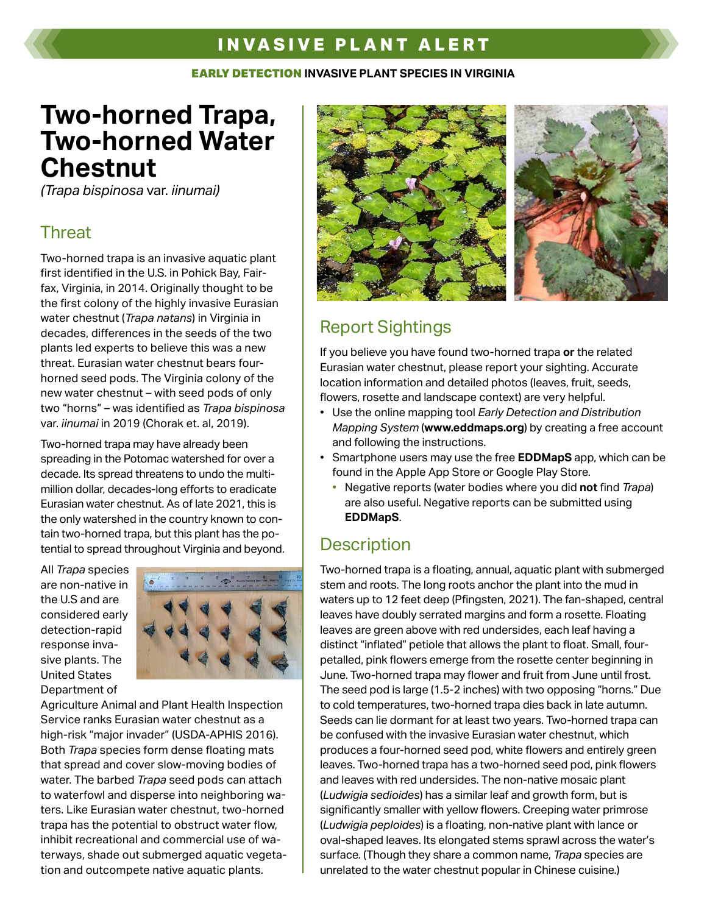# INVASIVE PLANT ALERT

**EARLY DETECTION INVASIVE PLANT SPECIES IN VIRGINIA**

# Two-horned Trapa, Two-horned Water Chestnut

*(Trapa bispinosa* var. *iinumai)*

## Threat

Two-horned trapa is an invasive aquatic plant first identified in the U.S. in Pohick Bay, Fairfax, Virginia, in 2014. Originally thought to be the first colony of the highly invasive Eurasian water chestnut (*Trapa natans*) in Virginia in decades, differences in the seeds of the two plants led experts to believe this was a new threat. Eurasian water chestnut bears four-horned seed pods. The Virginia colony of the new water chestnut – with seed pods of only two "horns" – was identified as *Trapa bispinosa* var. *iinumai* in 2019 (Chorak et. al, 2019).

Two-horned trapa may have already been spreading in the Potomac watershed for over a decade. Its spread threatens to undo the multi-million dollar, decades-long efforts to eradicate Eurasian water chestnut. As of late 2021, this is the only watershed in the country known to contain two-horned trapa, but this plant has the potential to spread throughout Virginia and beyond.

All *Trapa* species are non-native in the U.S and are considered early detection-rapid response invasive plants. The United States Department of Agriculture Animal and Plant Health Inspection Service ranks Eurasian water chestnut as a high-risk "major invader" (USDA-APHIS 2016). Both *Trapa* species form dense floating mats that spread and cover slow-moving bodies of water. The barbed *Trapa* seed pods can attach to waterfowl and disperse into neighboring waters. Like Eurasian water chestnut, two-horned trapa has the potential to obstruct water flow, inhibit recreational and commercial use of waterways, shade out submerged aquatic vegetation and outcompete native aquatic plants.

## Report Sightings

If you believe you have found two-horned trapa **or** the related Eurasian water chestnut, please report your sighting. Accurate location information and detailed photos (leaves, fruit, seeds, flowers, rosette and landscape context) are very helpful.

- Use the online mapping tool *Early Detection and Distribution Mapping System* (**www.eddmaps.org**) by creating a free account and following the instructions.
- Smartphone users may use the free **EDDMapS** app, which can be found in the Apple App Store or Google Play Store.
  - Negative reports (water bodies where you did **not** find *Trapa*) are also useful. Negative reports can be submitted using **EDDMapS**.

## Description

Two-horned trapa is a floating, annual, aquatic plant with submerged stem and roots. The long roots anchor the plant into the mud in waters up to 12 feet deep (Pfingsten, 2021). The fan-shaped, central leaves have doubly serrated margins and form a rosette. Floating leaves are green above with red undersides, each leaf having a distinct "inflated" petiole that allows the plant to float. Small, four-petalled, pink flowers emerge from the rosette center beginning in June. Two-horned trapa may flower and fruit from June until frost. The seed pod is large (1.5-2 inches) with two opposing "horns." Due to cold temperatures, two-horned trapa dies back in late autumn. Seeds can lie dormant for at least two years. Two-horned trapa can be confused with the invasive Eurasian water chestnut, which produces a four-horned seed pod, white flowers and entirely green leaves. Two-horned trapa has a two-horned seed pod, pink flowers and leaves with red undersides. The non-native mosaic plant (*Ludwigia sedioides*) has a similar leaf and growth form, but is significantly smaller with yellow flowers. Creeping water primrose (*Ludwigia peploides*) is a floating, non-native plant with lance or oval-shaped leaves. Its elongated stems sprawl across the water's surface. (Though they share a common name, *Trapa* species are unrelated to the water chestnut popular in Chinese cuisine.)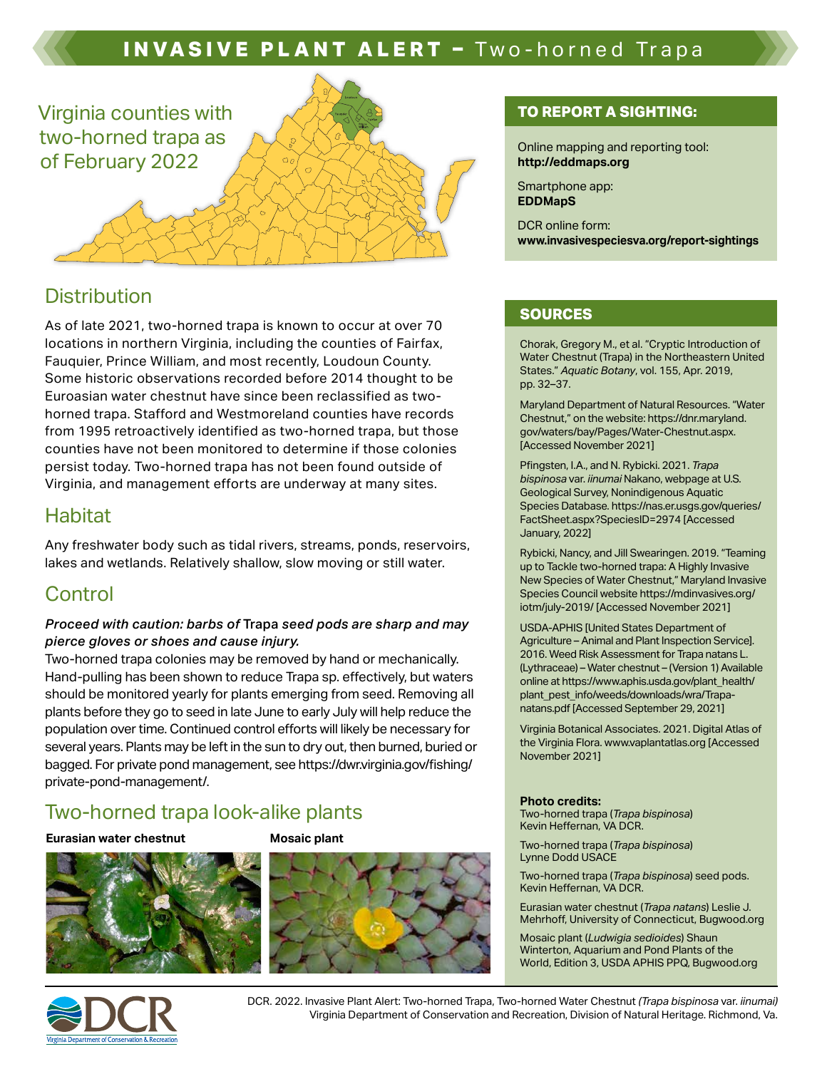# INVASIVE PLANT ALERT – Two-horned Trapa

Virginia counties with two-horned trapa as of February 2022

## Distribution

As of late 2021, two-horned trapa is known to occur at over 70 locations in northern Virginia, including the counties of Fairfax, Fauquier, Prince William, and most recently, Loudoun County. Some historic observations recorded before 2014 thought to be Euroasian water chestnut have since been reclassified as two-horned trapa. Stafford and Westmoreland counties have records from 1995 retroactively identified as two-horned trapa, but those counties have not been monitored to determine if those colonies persist today. Two-horned trapa has not been found outside of Virginia, and management efforts are underway at many sites.

## Habitat

Any freshwater body such as tidal rivers, streams, ponds, reservoirs, lakes and wetlands. Relatively shallow, slow moving or still water.

## Control

***Proceed with caution: barbs of* Trapa *seed pods are sharp and may pierce gloves or shoes and cause injury.***

Two-horned trapa colonies may be removed by hand or mechanically. Hand-pulling has been shown to reduce Trapa sp. effectively, but waters should be monitored yearly for plants emerging from seed. Removing all plants before they go to seed in late June to early July will help reduce the population over time. Continued control efforts will likely be necessary for several years. Plants may be left in the sun to dry out, then burned, buried or bagged. For private pond management, see https://dwr.virginia.gov/fishing/private-pond-management/.

## Two-horned trapa look-alike plants

**Eurasian water chestnut**

**Mosaic plant**

## TO REPORT A SIGHTING:

Online mapping and reporting tool:
**http://eddmaps.org**

Smartphone app:
**EDDMapS**

DCR online form:
**www.invasivespeciesva.org/report-sightings**

## SOURCES

Chorak, Gregory M., et al. "Cryptic Introduction of Water Chestnut (Trapa) in the Northeastern United States." *Aquatic Botany*, vol. 155, Apr. 2019, pp. 32–37.

Maryland Department of Natural Resources. "Water Chestnut," on the website: https://dnr.maryland.gov/waters/bay/Pages/Water-Chestnut.aspx. [Accessed November 2021]

Pfingsten, I.A., and N. Rybicki. 2021. *Trapa bispinosa* var. *iinumai* Nakano, webpage at U.S. Geological Survey, Nonindigenous Aquatic Species Database. https://nas.er.usgs.gov/queries/FactSheet.aspx?SpeciesID=2974 [Accessed January, 2022]

Rybicki, Nancy, and Jill Swearingen. 2019. "Teaming up to Tackle two-horned trapa: A Highly Invasive New Species of Water Chestnut," Maryland Invasive Species Council website https://mdinvasives.org/iotm/july-2019/ [Accessed November 2021]

USDA-APHIS [United States Department of Agriculture – Animal and Plant Inspection Service]. 2016. Weed Risk Assessment for Trapa natans L. (Lythraceae) – Water chestnut – (Version 1) Available online at https://www.aphis.usda.gov/plant_health/plant_pest_info/weeds/downloads/wra/Trapa-natans.pdf [Accessed September 29, 2021]

Virginia Botanical Associates. 2021. Digital Atlas of the Virginia Flora. www.vaplantatlas.org [Accessed November 2021]

**Photo credits:**

Two-horned trapa (*Trapa bispinosa*) Kevin Heffernan, VA DCR.

Two-horned trapa (*Trapa bispinosa*) Lynne Dodd USACE

Two-horned trapa (*Trapa bispinosa*) seed pods. Kevin Heffernan, VA DCR.

Eurasian water chestnut (*Trapa natans*) Leslie J. Mehrhoff, University of Connecticut, Bugwood.org

Mosaic plant (*Ludwigia sedioides*) Shaun Winterton, Aquarium and Pond Plants of the World, Edition 3, USDA APHIS PPQ, Bugwood.org

DCR. 2022. Invasive Plant Alert: Two-horned Trapa, Two-horned Water Chestnut *(Trapa bispinosa* var. *iinumai)* Virginia Department of Conservation and Recreation, Division of Natural Heritage. Richmond, Va.